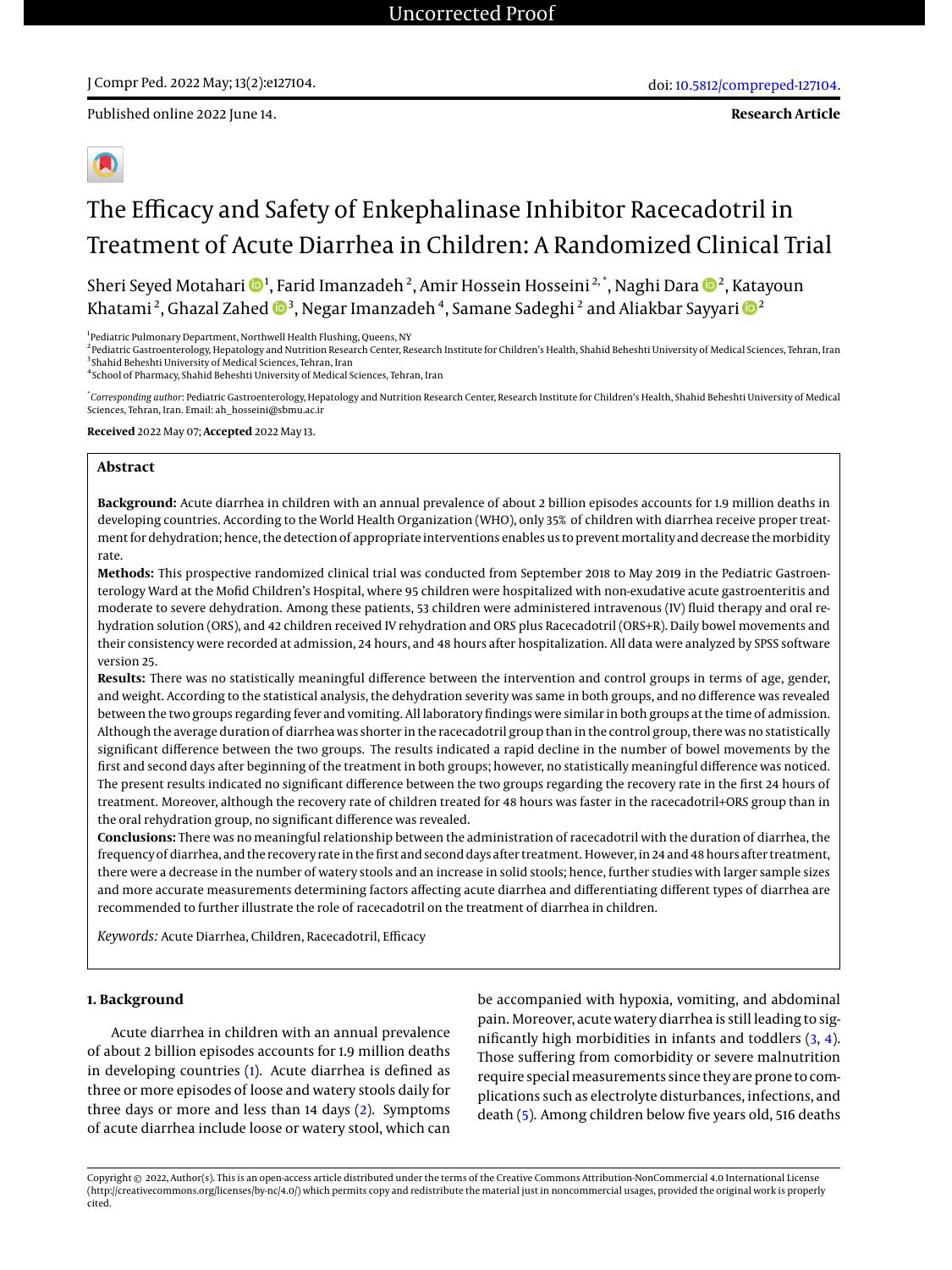Published online 2022 June 14.

**Research Article**

# The Efficacy and Safety of Enkephalinase Inhibitor Racecadotril in Treatment of Acute Diarrhea in Children: A Randomized Clinical Trial

Sheri Seyed Motahari [1], Farid Imanzadeh [2], Amir Hossein Hosseini [2,*], Naghi Dara [2], Katayoun Khatami [2], Ghazal Zahed [3], Negar Imanzadeh [4], Samane Sadeghi [2] and Aliakbar Sayyari [2]

[1]Pediatric Pulmonary Department, Northwell Health Flushing, Queens, NY
[2]Pediatric Gastroenterology, Hepatology and Nutrition Research Center, Research Institute for Children's Health, Shahid Beheshti University of Medical Sciences, Tehran, Iran
[3]Shahid Beheshti University of Medical Sciences, Tehran, Iran
[4]School of Pharmacy, Shahid Beheshti University of Medical Sciences, Tehran, Iran

[*]*Corresponding author*: Pediatric Gastroenterology, Hepatology and Nutrition Research Center, Research Institute for Children's Health, Shahid Beheshti University of Medical Sciences, Tehran, Iran. Email: ah_hosseini@sbmu.ac.ir

**Received** 2022 May 07; **Accepted** 2022 May 13.

## Abstract

**Background:** Acute diarrhea in children with an annual prevalence of about 2 billion episodes accounts for 1.9 million deaths in developing countries. According to the World Health Organization (WHO), only 35% of children with diarrhea receive proper treatment for dehydration; hence, the detection of appropriate interventions enables us to prevent mortality and decrease the morbidity rate.

**Methods:** This prospective randomized clinical trial was conducted from September 2018 to May 2019 in the Pediatric Gastroenterology Ward at the Mofid Children's Hospital, where 95 children were hospitalized with non-exudative acute gastroenteritis and moderate to severe dehydration. Among these patients, 53 children were administered intravenous (IV) fluid therapy and oral rehydration solution (ORS), and 42 children received IV rehydration and ORS plus Racecadotril (ORS+R). Daily bowel movements and their consistency were recorded at admission, 24 hours, and 48 hours after hospitalization. All data were analyzed by SPSS software version 25.

**Results:** There was no statistically meaningful difference between the intervention and control groups in terms of age, gender, and weight. According to the statistical analysis, the dehydration severity was same in both groups, and no difference was revealed between the two groups regarding fever and vomiting. All laboratory findings were similar in both groups at the time of admission. Although the average duration of diarrhea was shorter in the racecadotril group than in the control group, there was no statistically significant difference between the two groups. The results indicated a rapid decline in the number of bowel movements by the first and second days after beginning of the treatment in both groups; however, no statistically meaningful difference was noticed. The present results indicated no significant difference between the two groups regarding the recovery rate in the first 24 hours of treatment. Moreover, although the recovery rate of children treated for 48 hours was faster in the racecadotril+ORS group than in the oral rehydration group, no significant difference was revealed.

**Conclusions:** There was no meaningful relationship between the administration of racecadotril with the duration of diarrhea, the frequency of diarrhea, and the recovery rate in the first and second days after treatment. However, in 24 and 48 hours after treatment, there were a decrease in the number of watery stools and an increase in solid stools; hence, further studies with larger sample sizes and more accurate measurements determining factors affecting acute diarrhea and differentiating different types of diarrhea are recommended to further illustrate the role of racecadotril on the treatment of diarrhea in children.

*Keywords:* Acute Diarrhea, Children, Racecadotril, Efficacy

## 1. Background

Acute diarrhea in children with an annual prevalence of about 2 billion episodes accounts for 1.9 million deaths in developing countries (1). Acute diarrhea is defined as three or more episodes of loose and watery stools daily for three days or more and less than 14 days (2). Symptoms of acute diarrhea include loose or watery stool, which can be accompanied with hypoxia, vomiting, and abdominal pain. Moreover, acute watery diarrhea is still leading to significantly high morbidities in infants and toddlers (3, 4). Those suffering from comorbidity or severe malnutrition require special measurements since they are prone to complications such as electrolyte disturbances, infections, and death (5). Among children below five years old, 516 deaths

Copyright © 2022, Author(s). This is an open-access article distributed under the terms of the Creative Commons Attribution-NonCommercial 4.0 International License (http://creativecommons.org/licenses/by-nc/4.0/) which permits copy and redistribute the material just in noncommercial usages, provided the original work is properly cited.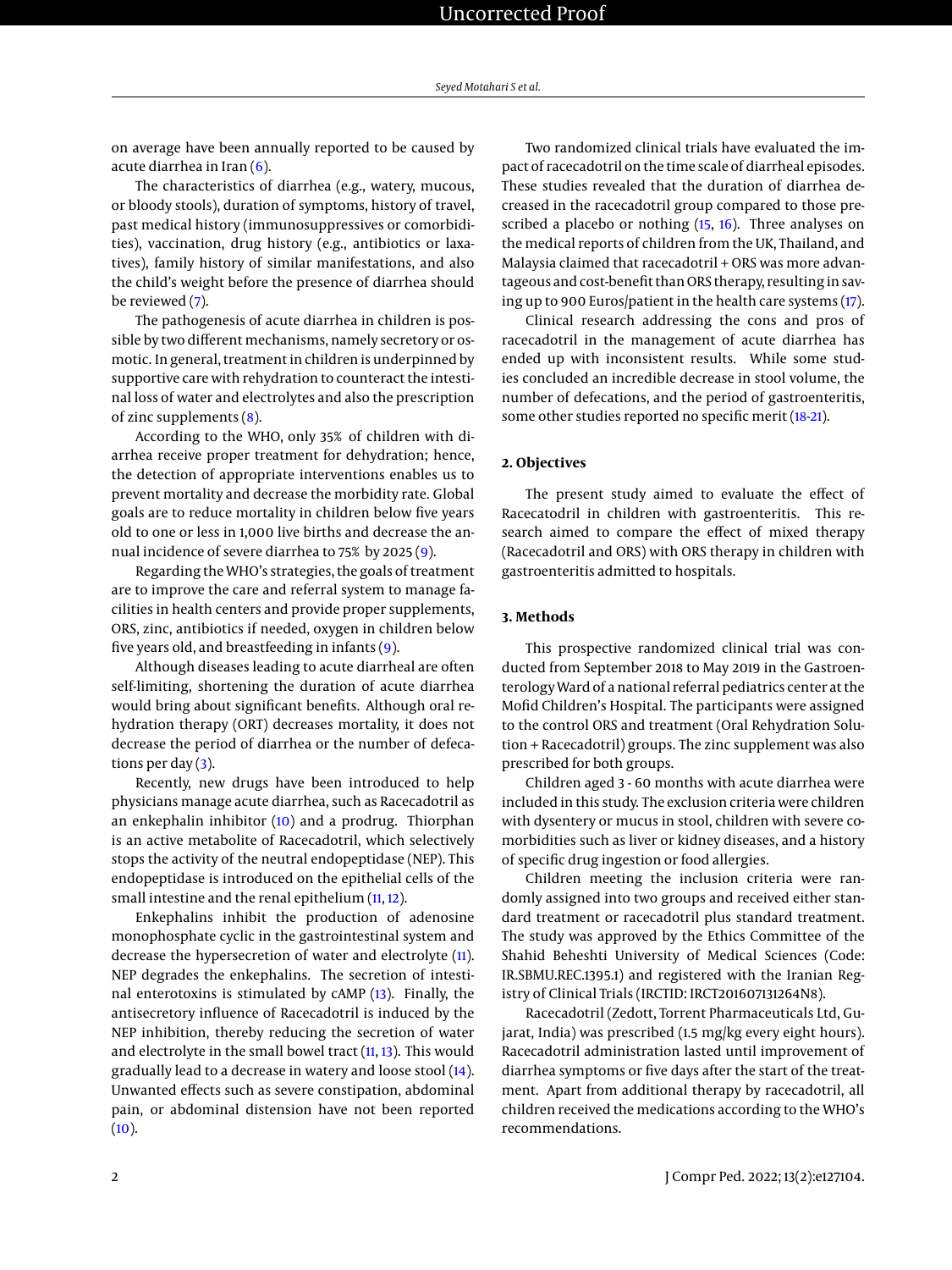on average have been annually reported to be caused by acute diarrhea in Iran (6).

The characteristics of diarrhea (e.g., watery, mucous, or bloody stools), duration of symptoms, history of travel, past medical history (immunosuppressives or comorbidities), vaccination, drug history (e.g., antibiotics or laxatives), family history of similar manifestations, and also the child's weight before the presence of diarrhea should be reviewed (7).

The pathogenesis of acute diarrhea in children is possible by two different mechanisms, namely secretory or osmotic. In general, treatment in children is underpinned by supportive care with rehydration to counteract the intestinal loss of water and electrolytes and also the prescription of zinc supplements (8).

According to the WHO, only 35% of children with diarrhea receive proper treatment for dehydration; hence, the detection of appropriate interventions enables us to prevent mortality and decrease the morbidity rate. Global goals are to reduce mortality in children below five years old to one or less in 1,000 live births and decrease the annual incidence of severe diarrhea to 75% by 2025 (9).

Regarding the WHO's strategies, the goals of treatment are to improve the care and referral system to manage facilities in health centers and provide proper supplements, ORS, zinc, antibiotics if needed, oxygen in children below five years old, and breastfeeding in infants (9).

Although diseases leading to acute diarrheal are often self-limiting, shortening the duration of acute diarrhea would bring about significant benefits. Although oral rehydration therapy (ORT) decreases mortality, it does not decrease the period of diarrhea or the number of defecations per day (3).

Recently, new drugs have been introduced to help physicians manage acute diarrhea, such as Racecadotril as an enkephalin inhibitor (10) and a prodrug. Thiorphan is an active metabolite of Racecadotril, which selectively stops the activity of the neutral endopeptidase (NEP). This endopeptidase is introduced on the epithelial cells of the small intestine and the renal epithelium (11, 12).

Enkephalins inhibit the production of adenosine monophosphate cyclic in the gastrointestinal system and decrease the hypersecretion of water and electrolyte (11). NEP degrades the enkephalins. The secretion of intestinal enterotoxins is stimulated by cAMP (13). Finally, the antisecretory influence of Racecadotril is induced by the NEP inhibition, thereby reducing the secretion of water and electrolyte in the small bowel tract (11, 13). This would gradually lead to a decrease in watery and loose stool (14). Unwanted effects such as severe constipation, abdominal pain, or abdominal distension have not been reported (10).

Two randomized clinical trials have evaluated the impact of racecadotril on the time scale of diarrheal episodes. These studies revealed that the duration of diarrhea decreased in the racecadotril group compared to those prescribed a placebo or nothing (15, 16). Three analyses on the medical reports of children from the UK, Thailand, and Malaysia claimed that racecadotril + ORS was more advantageous and cost-benefit than ORS therapy, resulting in saving up to 900 Euros/patient in the health care systems (17).

Clinical research addressing the cons and pros of racecadotril in the management of acute diarrhea has ended up with inconsistent results. While some studies concluded an incredible decrease in stool volume, the number of defecations, and the period of gastroenteritis, some other studies reported no specific merit (18-21).

## 2. Objectives

The present study aimed to evaluate the effect of Racecatodril in children with gastroenteritis. This research aimed to compare the effect of mixed therapy (Racecadotril and ORS) with ORS therapy in children with gastroenteritis admitted to hospitals.

## 3. Methods

This prospective randomized clinical trial was conducted from September 2018 to May 2019 in the Gastroenterology Ward of a national referral pediatrics center at the Mofid Children's Hospital. The participants were assigned to the control ORS and treatment (Oral Rehydration Solution + Racecadotril) groups. The zinc supplement was also prescribed for both groups.

Children aged 3 - 60 months with acute diarrhea were included in this study. The exclusion criteria were children with dysentery or mucus in stool, children with severe comorbidities such as liver or kidney diseases, and a history of specific drug ingestion or food allergies.

Children meeting the inclusion criteria were randomly assigned into two groups and received either standard treatment or racecadotril plus standard treatment. The study was approved by the Ethics Committee of the Shahid Beheshti University of Medical Sciences (Code: IR.SBMU.REC.1395.1) and registered with the Iranian Registry of Clinical Trials (IRCTID: IRCT201607131264N8).

Racecadotril (Zedott, Torrent Pharmaceuticals Ltd, Gujarat, India) was prescribed (1.5 mg/kg every eight hours). Racecadotril administration lasted until improvement of diarrhea symptoms or five days after the start of the treatment. Apart from additional therapy by racecadotril, all children received the medications according to the WHO's recommendations.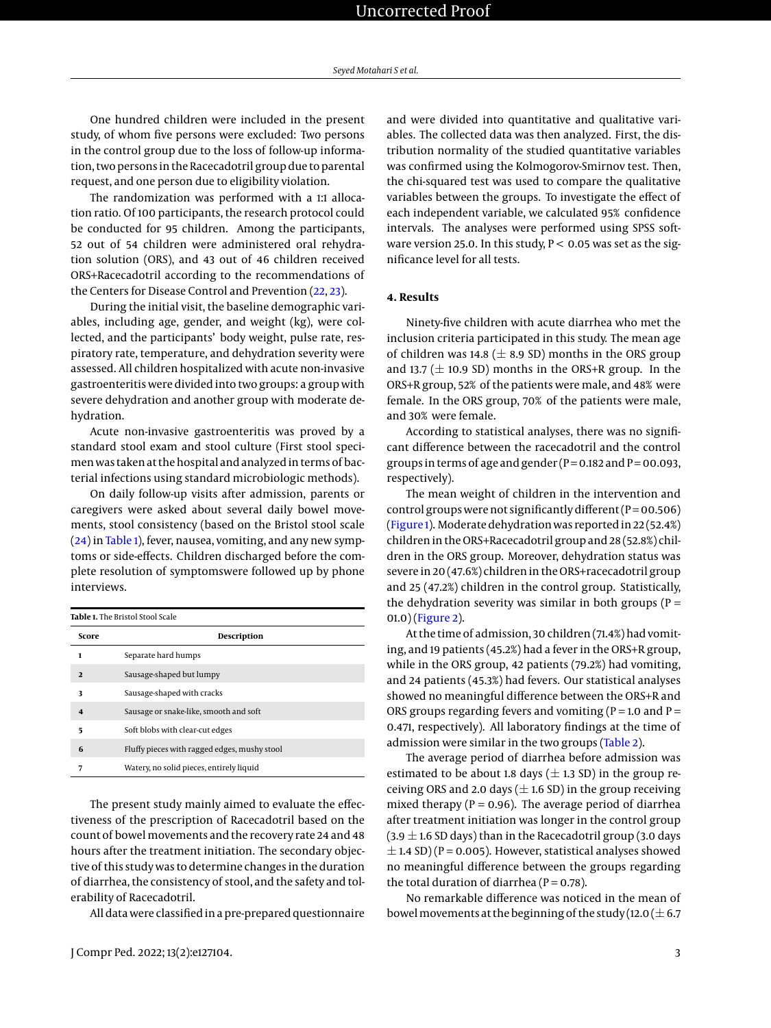One hundred children were included in the present study, of whom five persons were excluded: Two persons in the control group due to the loss of follow-up information, two persons in the Racecadotril group due to parental request, and one person due to eligibility violation.

The randomization was performed with a 1:1 allocation ratio. Of 100 participants, the research protocol could be conducted for 95 children. Among the participants, 52 out of 54 children were administered oral rehydration solution (ORS), and 43 out of 46 children received ORS+Racecadotril according to the recommendations of the Centers for Disease Control and Prevention (22, 23).

During the initial visit, the baseline demographic variables, including age, gender, and weight (kg), were collected, and the participants' body weight, pulse rate, respiratory rate, temperature, and dehydration severity were assessed. All children hospitalized with acute non-invasive gastroenteritis were divided into two groups: a group with severe dehydration and another group with moderate dehydration.

Acute non-invasive gastroenteritis was proved by a standard stool exam and stool culture (First stool specimen was taken at the hospital and analyzed in terms of bacterial infections using standard microbiologic methods).

On daily follow-up visits after admission, parents or caregivers were asked about several daily bowel movements, stool consistency (based on the Bristol stool scale (24) in Table 1), fever, nausea, vomiting, and any new symptoms or side-effects. Children discharged before the complete resolution of symptomswere followed up by phone interviews.

**Table 1.** The Bristol Stool Scale

| Score | Description |
|---|---|
| 1 | Separate hard humps |
| 2 | Sausage-shaped but lumpy |
| 3 | Sausage-shaped with cracks |
| 4 | Sausage or snake-like, smooth and soft |
| 5 | Soft blobs with clear-cut edges |
| 6 | Fluffy pieces with ragged edges, mushy stool |
| 7 | Watery, no solid pieces, entirely liquid |

The present study mainly aimed to evaluate the effectiveness of the prescription of Racecadotril based on the count of bowel movements and the recovery rate 24 and 48 hours after the treatment initiation. The secondary objective of this study was to determine changes in the duration of diarrhea, the consistency of stool, and the safety and tolerability of Racecadotril.

All data were classified in a pre-prepared questionnaire and were divided into quantitative and qualitative variables. The collected data was then analyzed. First, the distribution normality of the studied quantitative variables was confirmed using the Kolmogorov-Smirnov test. Then, the chi-squared test was used to compare the qualitative variables between the groups. To investigate the effect of each independent variable, we calculated 95% confidence intervals. The analyses were performed using SPSS software version 25.0. In this study, $P < 0.05$ was set as the significance level for all tests.

## 4. Results

Ninety-five children with acute diarrhea who met the inclusion criteria participated in this study. The mean age of children was 14.8 ($\pm$ 8.9 SD) months in the ORS group and 13.7 ($\pm$ 10.9 SD) months in the ORS+R group. In the ORS+R group, 52% of the patients were male, and 48% were female. In the ORS group, 70% of the patients were male, and 30% were female.

According to statistical analyses, there was no significant difference between the racecadotril and the control groups in terms of age and gender ($P = 0.182$ and $P = 00.093$, respectively).

The mean weight of children in the intervention and control groups were not significantly different ($P = 00.506$) (Figure 1). Moderate dehydration was reported in 22 (52.4%) children in the ORS+Racecadotril group and 28 (52.8%) children in the ORS group. Moreover, dehydration status was severe in 20 (47.6%) children in the ORS+racecadotril group and 25 (47.2%) children in the control group. Statistically, the dehydration severity was similar in both groups ($P = 01.0$) (Figure 2).

At the time of admission, 30 children (71.4%) had vomiting, and 19 patients (45.2%) had a fever in the ORS+R group, while in the ORS group, 42 patients (79.2%) had vomiting, and 24 patients (45.3%) had fevers. Our statistical analyses showed no meaningful difference between the ORS+R and ORS groups regarding fevers and vomiting ($P = 1.0$ and $P = 0.471$, respectively). All laboratory findings at the time of admission were similar in the two groups (Table 2).

The average period of diarrhea before admission was estimated to be about 1.8 days ($\pm$ 1.3 SD) in the group receiving ORS and 2.0 days ($\pm$ 1.6 SD) in the group receiving mixed therapy ($P = 0.96$). The average period of diarrhea after treatment initiation was longer in the control group (3.9 $\pm$ 1.6 SD days) than in the Racecadotril group (3.0 days $\pm$ 1.4 SD) ($P = 0.005$). However, statistical analyses showed no meaningful difference between the groups regarding the total duration of diarrhea ($P = 0.78$).

No remarkable difference was noticed in the mean of bowel movements at the beginning of the study (12.0 ($\pm$ 6.7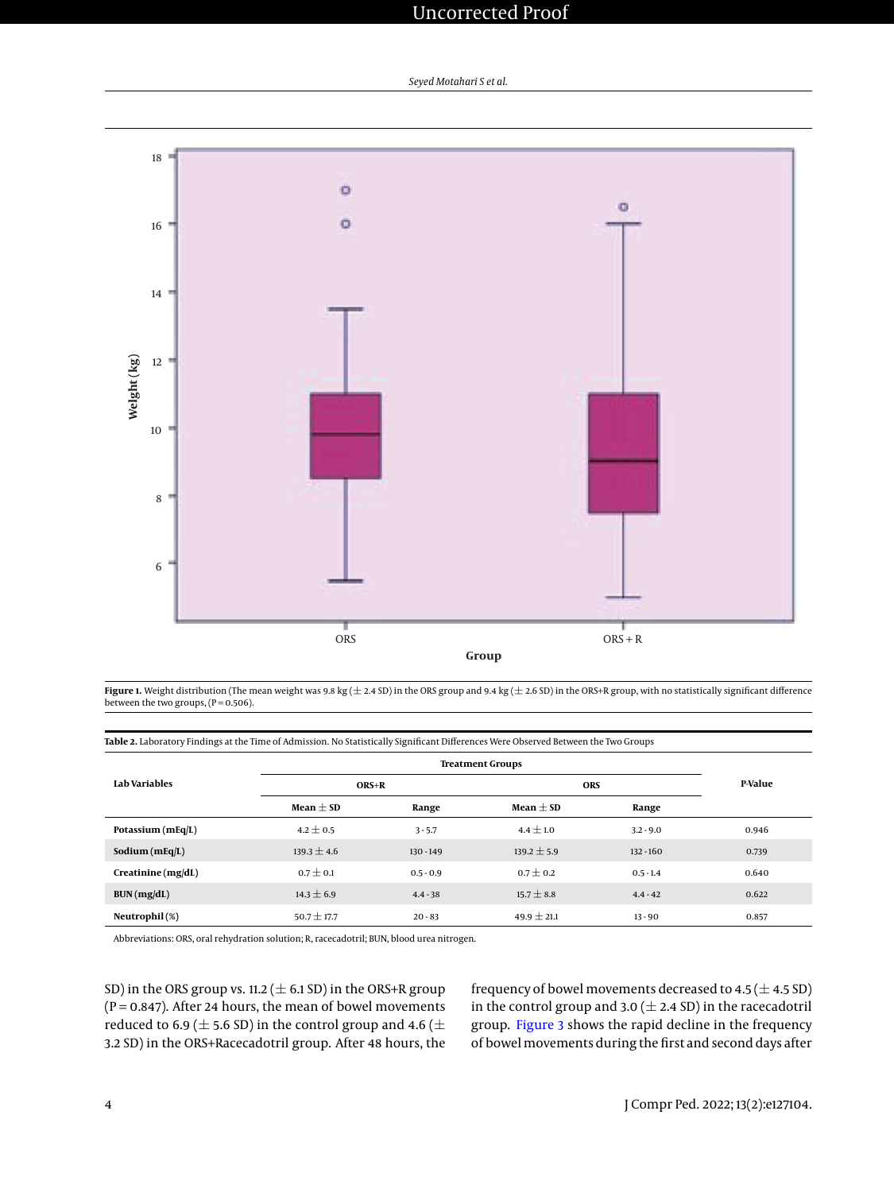Figure 1. Weight distribution (The mean weight was 9.8 kg (± 2.4 SD) in the ORS group and 9.4 kg (± 2.6 SD) in the ORS+R group, with no statistically significant difference between the two groups, (P = 0.506).

Table 2. Laboratory Findings at the Time of Admission. No Statistically Significant Differences Were Observed Between the Two Groups

| Lab Variables | Treatment Groups | | | | P-Value |
|---|---|---|---|---|---|
| | ORS+R | | ORS | | |
| | Mean ± SD | Range | Mean ± SD | Range | |
| **Potassium (mEq/L)** | 4.2 ± 0.5 | 3 - 5.7 | 4.4 ± 1.0 | 3.2 - 9.0 | 0.946 |
| **Sodium (mEq/L)** | 139.3 ± 4.6 | 130 - 149 | 139.2 ± 5.9 | 132 - 160 | 0.739 |
| **Creatinine (mg/dL)** | 0.7 ± 0.1 | 0.5 - 0.9 | 0.7 ± 0.2 | 0.5 - 1.4 | 0.640 |
| **BUN (mg/dL)** | 14.3 ± 6.9 | 4.4 - 38 | 15.7 ± 8.8 | 4.4 - 42 | 0.622 |
| **Neutrophil (%)** | 50.7 ± 17.7 | 20 - 83 | 49.9 ± 21.1 | 13 - 90 | 0.857 |

Abbreviations: ORS, oral rehydration solution; R, racecadotril; BUN, blood urea nitrogen.

SD) in the ORS group vs. 11.2 (± 6.1 SD) in the ORS+R group (P = 0.847). After 24 hours, the mean of bowel movements reduced to 6.9 (± 5.6 SD) in the control group and 4.6 (± 3.2 SD) in the ORS+Racecadotril group. After 48 hours, the frequency of bowel movements decreased to 4.5 (± 4.5 SD) in the control group and 3.0 (± 2.4 SD) in the racecadotril group. Figure 3 shows the rapid decline in the frequency of bowel movements during the first and second days after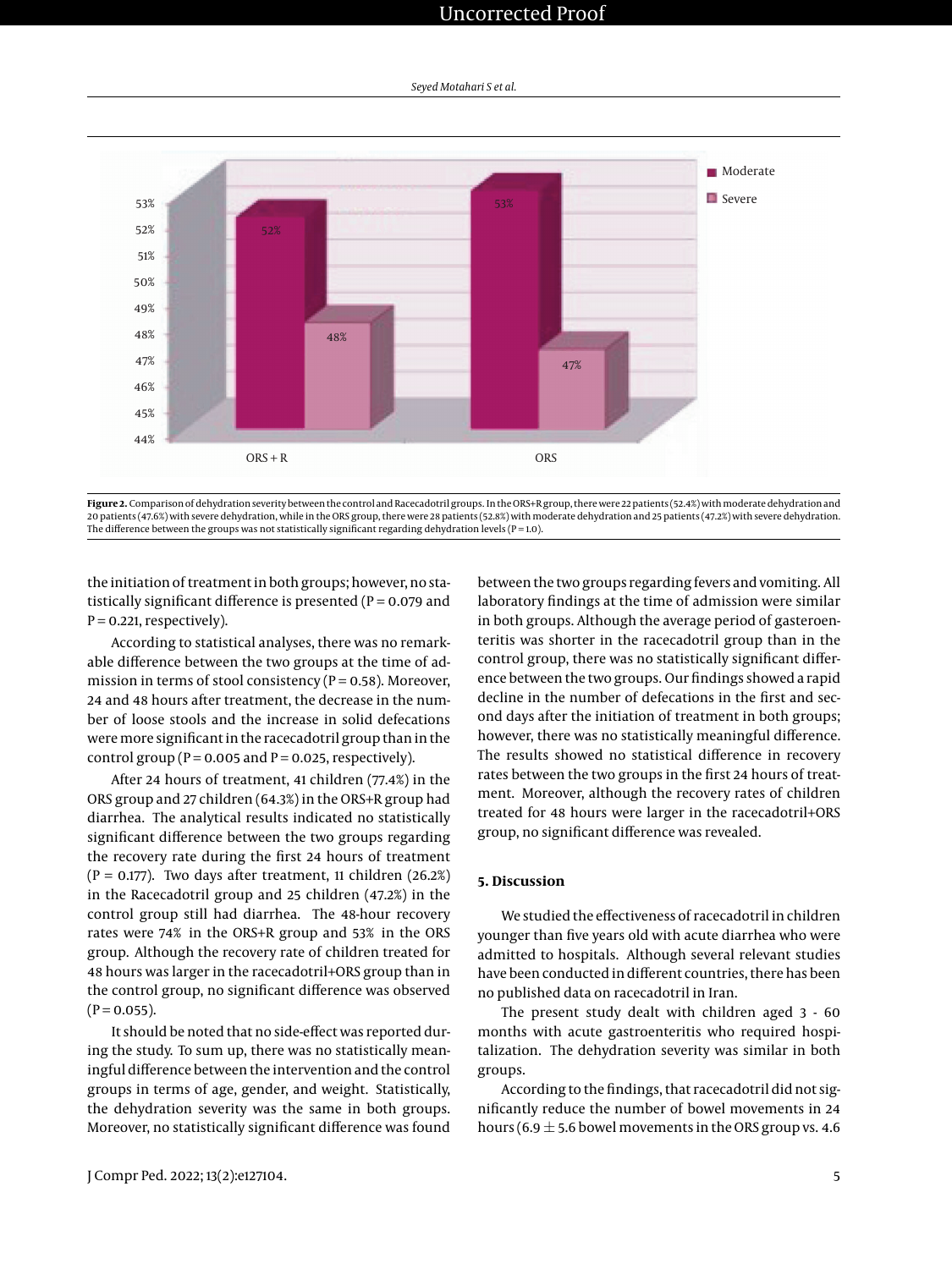**Figure 2.** Comparison of dehydration severity between the control and Racecadotril groups. In the ORS+R group, there were 22 patients (52.4%) with moderate dehydration and 20 patients (47.6%) with severe dehydration, while in the ORS group, there were 28 patients (52.8%) with moderate dehydration and 25 patients (47.2%) with severe dehydration. The difference between the groups was not statistically significant regarding dehydration levels (P = 1.0).

the initiation of treatment in both groups; however, no statistically significant difference is presented (P = 0.079 and P = 0.221, respectively).

According to statistical analyses, there was no remarkable difference between the two groups at the time of admission in terms of stool consistency (P = 0.58). Moreover, 24 and 48 hours after treatment, the decrease in the number of loose stools and the increase in solid defecations were more significant in the racecadotril group than in the control group (P = 0.005 and P = 0.025, respectively).

After 24 hours of treatment, 41 children (77.4%) in the ORS group and 27 children (64.3%) in the ORS+R group had diarrhea. The analytical results indicated no statistically significant difference between the two groups regarding the recovery rate during the first 24 hours of treatment (P = 0.177). Two days after treatment, 11 children (26.2%) in the Racecadotril group and 25 children (47.2%) in the control group still had diarrhea. The 48-hour recovery rates were 74% in the ORS+R group and 53% in the ORS group. Although the recovery rate of children treated for 48 hours was larger in the racecadotril+ORS group than in the control group, no significant difference was observed (P = 0.055).

It should be noted that no side-effect was reported during the study. To sum up, there was no statistically meaningful difference between the intervention and the control groups in terms of age, gender, and weight. Statistically, the dehydration severity was the same in both groups. Moreover, no statistically significant difference was found between the two groups regarding fevers and vomiting. All laboratory findings at the time of admission were similar in both groups. Although the average period of gasteroenteritis was shorter in the racecadotril group than in the control group, there was no statistically significant difference between the two groups. Our findings showed a rapid decline in the number of defecations in the first and second days after the initiation of treatment in both groups; however, there was no statistically meaningful difference. The results showed no statistical difference in recovery rates between the two groups in the first 24 hours of treatment. Moreover, although the recovery rates of children treated for 48 hours were larger in the racecadotril+ORS group, no significant difference was revealed.

## 5. Discussion

We studied the effectiveness of racecadotril in children younger than five years old with acute diarrhea who were admitted to hospitals. Although several relevant studies have been conducted in different countries, there has been no published data on racecadotril in Iran.

The present study dealt with children aged 3 - 60 months with acute gastroenteritis who required hospitalization. The dehydration severity was similar in both groups.

According to the findings, that racecadotril did not significantly reduce the number of bowel movements in 24 hours ($6.9 \pm 5.6$ bowel movements in the ORS group vs. 4.6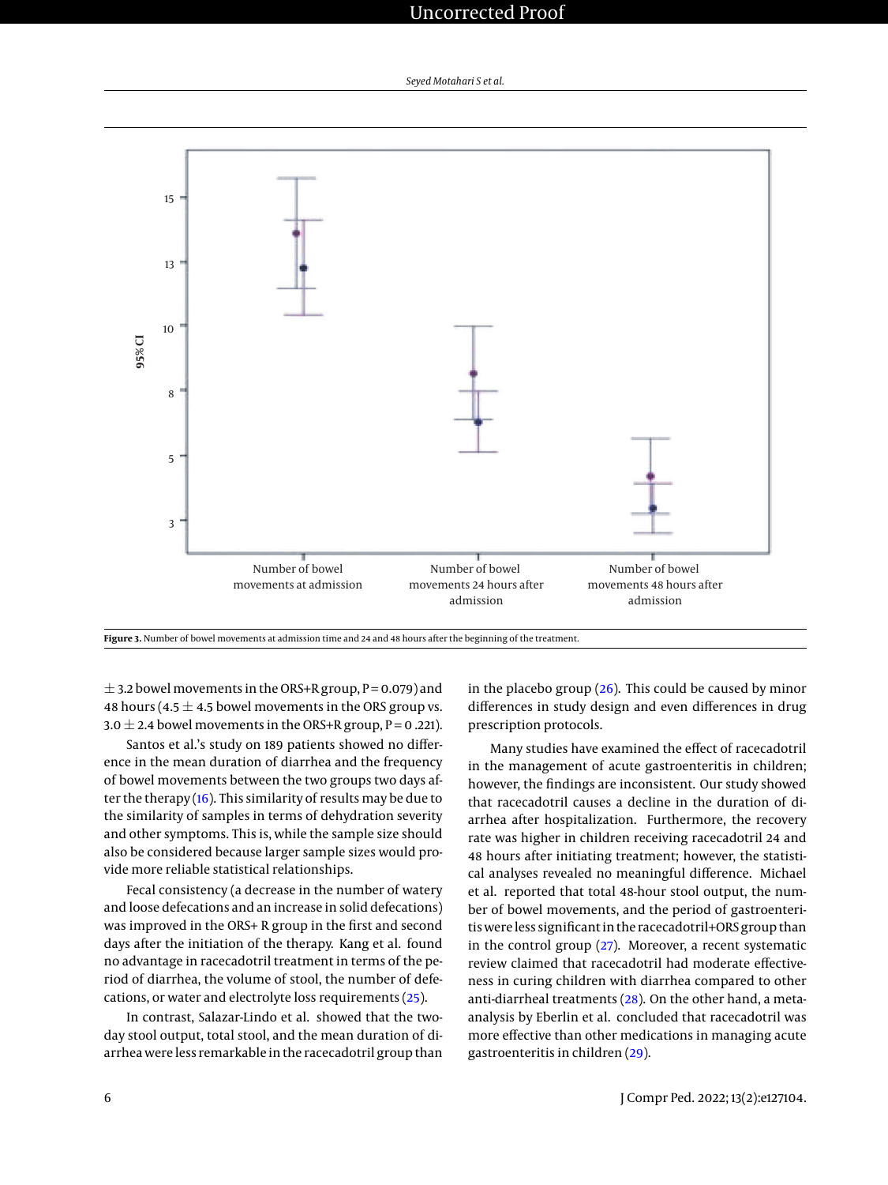Figure 3. Number of bowel movements at admission time and 24 and 48 hours after the beginning of the treatment.

± 3.2 bowel movements in the ORS+R group, P = 0.079) and 48 hours (4.5 ± 4.5 bowel movements in the ORS group vs. 3.0 ± 2.4 bowel movements in the ORS+R group, P = 0 .221).

Santos et al.'s study on 189 patients showed no difference in the mean duration of diarrhea and the frequency of bowel movements between the two groups two days after the therapy (16). This similarity of results may be due to the similarity of samples in terms of dehydration severity and other symptoms. This is, while the sample size should also be considered because larger sample sizes would provide more reliable statistical relationships.

Fecal consistency (a decrease in the number of watery and loose defecations and an increase in solid defecations) was improved in the ORS+ R group in the first and second days after the initiation of the therapy. Kang et al. found no advantage in racecadotril treatment in terms of the period of diarrhea, the volume of stool, the number of defecations, or water and electrolyte loss requirements (25).

In contrast, Salazar-Lindo et al. showed that the two-day stool output, total stool, and the mean duration of diarrhea were less remarkable in the racecadotril group than in the placebo group (26). This could be caused by minor differences in study design and even differences in drug prescription protocols.

Many studies have examined the effect of racecadotril in the management of acute gastroenteritis in children; however, the findings are inconsistent. Our study showed that racecadotril causes a decline in the duration of diarrhea after hospitalization. Furthermore, the recovery rate was higher in children receiving racecadotril 24 and 48 hours after initiating treatment; however, the statistical analyses revealed no meaningful difference. Michael et al. reported that total 48-hour stool output, the number of bowel movements, and the period of gastroenteritis were less significant in the racecadotril+ORS group than in the control group (27). Moreover, a recent systematic review claimed that racecadotril had moderate effectiveness in curing children with diarrhea compared to other anti-diarrheal treatments (28). On the other hand, a meta-analysis by Eberlin et al. concluded that racecadotril was more effective than other medications in managing acute gastroenteritis in children (29).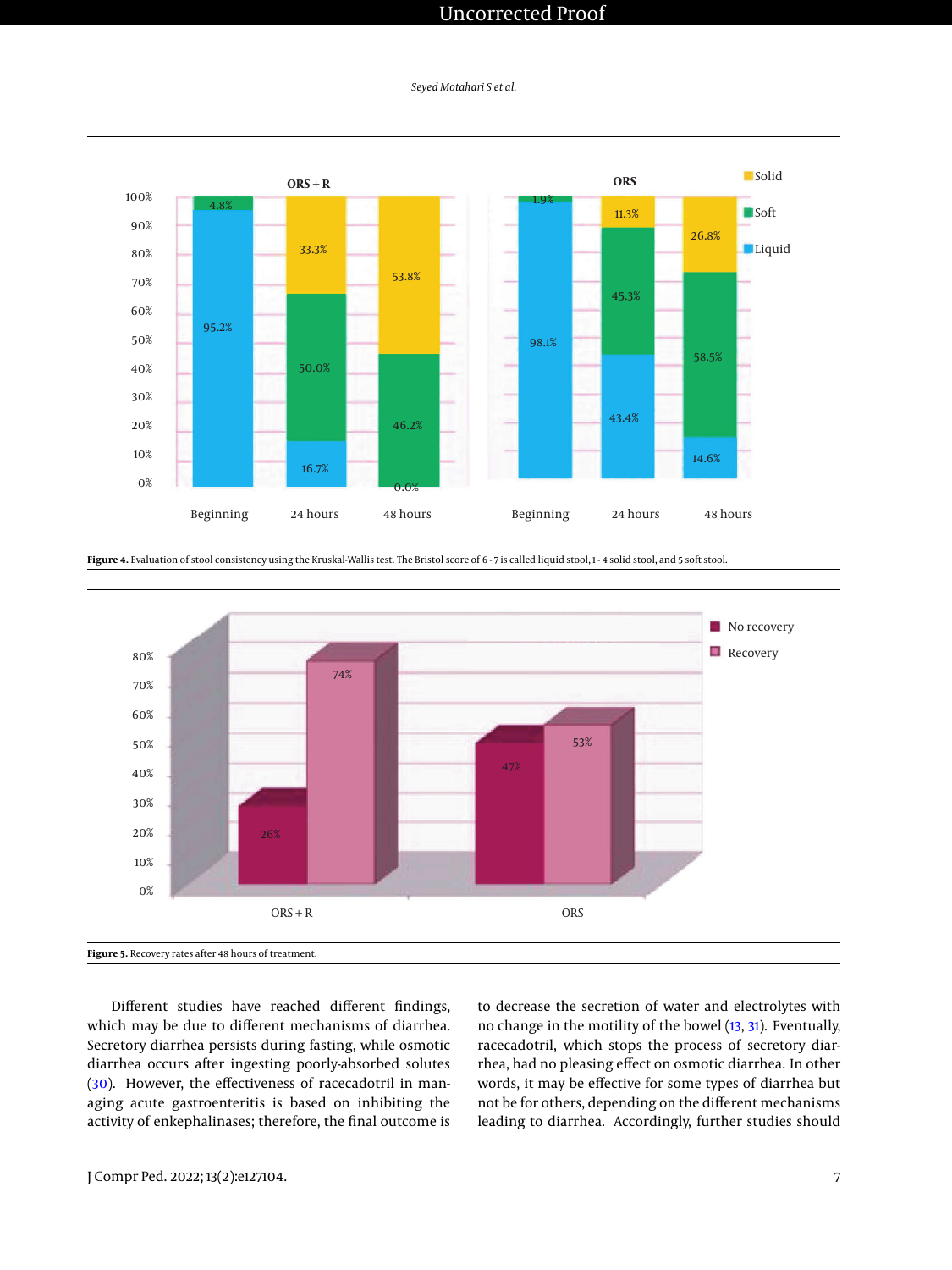Figure 4. Evaluation of stool consistency using the Kruskal-Wallis test. The Bristol score of 6 - 7 is called liquid stool, 1 - 4 solid stool, and 5 soft stool.

Figure 5. Recovery rates after 48 hours of treatment.

Different studies have reached different findings, which may be due to different mechanisms of diarrhea. Secretory diarrhea persists during fasting, while osmotic diarrhea occurs after ingesting poorly-absorbed solutes (30). However, the effectiveness of racecadotril in managing acute gastroenteritis is based on inhibiting the activity of enkephalinases; therefore, the final outcome is to decrease the secretion of water and electrolytes with no change in the motility of the bowel (13, 31). Eventually, racecadotril, which stops the process of secretory diarrhea, had no pleasing effect on osmotic diarrhea. In other words, it may be effective for some types of diarrhea but not be for others, depending on the different mechanisms leading to diarrhea. Accordingly, further studies should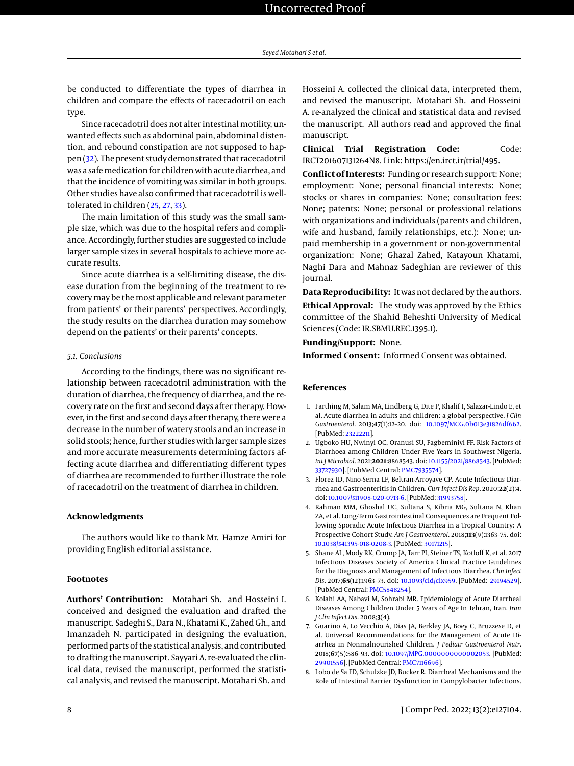be conducted to differentiate the types of diarrhea in children and compare the effects of racecadotril on each type.

Since racecadotril does not alter intestinal motility, unwanted effects such as abdominal pain, abdominal distention, and rebound constipation are not supposed to happen (32). The present study demonstrated that racecadotril was a safe medication for children with acute diarrhea, and that the incidence of vomiting was similar in both groups. Other studies have also confirmed that racecadotril is well-tolerated in children (25, 27, 33).

The main limitation of this study was the small sample size, which was due to the hospital refers and compliance. Accordingly, further studies are suggested to include larger sample sizes in several hospitals to achieve more accurate results.

Since acute diarrhea is a self-limiting disease, the disease duration from the beginning of the treatment to recovery may be the most applicable and relevant parameter from patients' or their parents' perspectives. Accordingly, the study results on the diarrhea duration may somehow depend on the patients' or their parents' concepts.

### *5.1. Conclusions*

According to the findings, there was no significant relationship between racecadotril administration with the duration of diarrhea, the frequency of diarrhea, and the recovery rate on the first and second days after therapy. However, in the first and second days after therapy, there were a decrease in the number of watery stools and an increase in solid stools; hence, further studies with larger sample sizes and more accurate measurements determining factors affecting acute diarrhea and differentiating different types of diarrhea are recommended to further illustrate the role of racecadotril on the treatment of diarrhea in children.

## Acknowledgments

The authors would like to thank Mr. Hamze Amiri for providing English editorial assistance.

## Footnotes

**Authors' Contribution:** Motahari Sh. and Hosseini I. conceived and designed the evaluation and drafted the manuscript. Sadeghi S., Dara N., Khatami K., Zahed Gh., and Imanzadeh N. participated in designing the evaluation, performed parts of the statistical analysis, and contributed to drafting the manuscript. Sayyari A. re-evaluated the clinical data, revised the manuscript, performed the statistical analysis, and revised the manuscript. Motahari Sh. and Hosseini A. collected the clinical data, interpreted them, and revised the manuscript. Motahari Sh. and Hosseini A. re-analyzed the clinical and statistical data and revised the manuscript. All authors read and approved the final manuscript.

**Clinical Trial Registration Code:** Code: IRCT201607131264N8. Link: https://en.irct.ir/trial/495.

**Conflict of Interests:** Funding or research support: None; employment: None; personal financial interests: None; stocks or shares in companies: None; consultation fees: None; patents: None; personal or professional relations with organizations and individuals (parents and children, wife and husband, family relationships, etc.): None; unpaid membership in a government or non-governmental organization: None; Ghazal Zahed, Katayoun Khatami, Naghi Dara and Mahnaz Sadeghian are reviewer of this journal.

**Data Reproducibility:** It was not declared by the authors.

**Ethical Approval:** The study was approved by the Ethics committee of the Shahid Beheshti University of Medical Sciences (Code: IR.SBMU.REC.1395.1).

**Funding/Support:** None.

**Informed Consent:** Informed Consent was obtained.

## References

1. Farthing M, Salam MA, Lindberg G, Dite P, Khalif I, Salazar-Lindo E, et al. Acute diarrhea in adults and children: a global perspective. *J Clin Gastroenterol*. 2013;**47**(1):12–20. doi: 10.1097/MCG.0b013e31826df662. [PubMed: 23222211].
2. Ugboko HU, Nwinyi OC, Oranusi SU, Fagbeminiyi FF. Risk Factors of Diarrhoea among Children Under Five Years in Southwest Nigeria. *Int J Microbiol*. 2021;**2021**:8868543. doi: 10.1155/2021/8868543. [PubMed: 33727930]. [PubMed Central: PMC7935574].
3. Florez ID, Nino-Serna LF, Beltran-Arroyave CP. Acute Infectious Diarrhea and Gastroenteritis in Children. *Curr Infect Dis Rep*. 2020;**22**(2):4. doi: 10.1007/s11908-020-0713-6. [PubMed: 31993758].
4. Rahman MM, Ghoshal UC, Sultana S, Kibria MG, Sultana N, Khan ZA, et al. Long-Term Gastrointestinal Consequences are Frequent Following Sporadic Acute Infectious Diarrhea in a Tropical Country: A Prospective Cohort Study. *Am J Gastroenterol*. 2018;**113**(9):1363–75. doi: 10.1038/s41395-018-0208-3. [PubMed: 30171215].
5. Shane AL, Mody RK, Crump JA, Tarr PI, Steiner TS, Kotloff K, et al. 2017 Infectious Diseases Society of America Clinical Practice Guidelines for the Diagnosis and Management of Infectious Diarrhea. *Clin Infect Dis*. 2017;**65**(12):1963–73. doi: 10.1093/cid/cix959. [PubMed: 29194529]. [PubMed Central: PMC5848254].
6. Kolahi AA, Nabavi M, Sohrabi MR. Epidemiology of Acute Diarrheal Diseases Among Children Under 5 Years of Age In Tehran, Iran. *Iran J Clin Infect Dis*. 2008;**3**(4).
7. Guarino A, Lo Vecchio A, Dias JA, Berkley JA, Boey C, Bruzzese D, et al. Universal Recommendations for the Management of Acute Diarrhea in Nonmalnourished Children. *J Pediatr Gastroenterol Nutr*. 2018;**67**(5):586–93. doi: 10.1097/MPG.0000000000002053. [PubMed: 29901556]. [PubMed Central: PMC7116696].
8. Lobo de Sa FD, Schulzke JD, Bucker R. Diarrheal Mechanisms and the Role of Intestinal Barrier Dysfunction in Campylobacter Infections.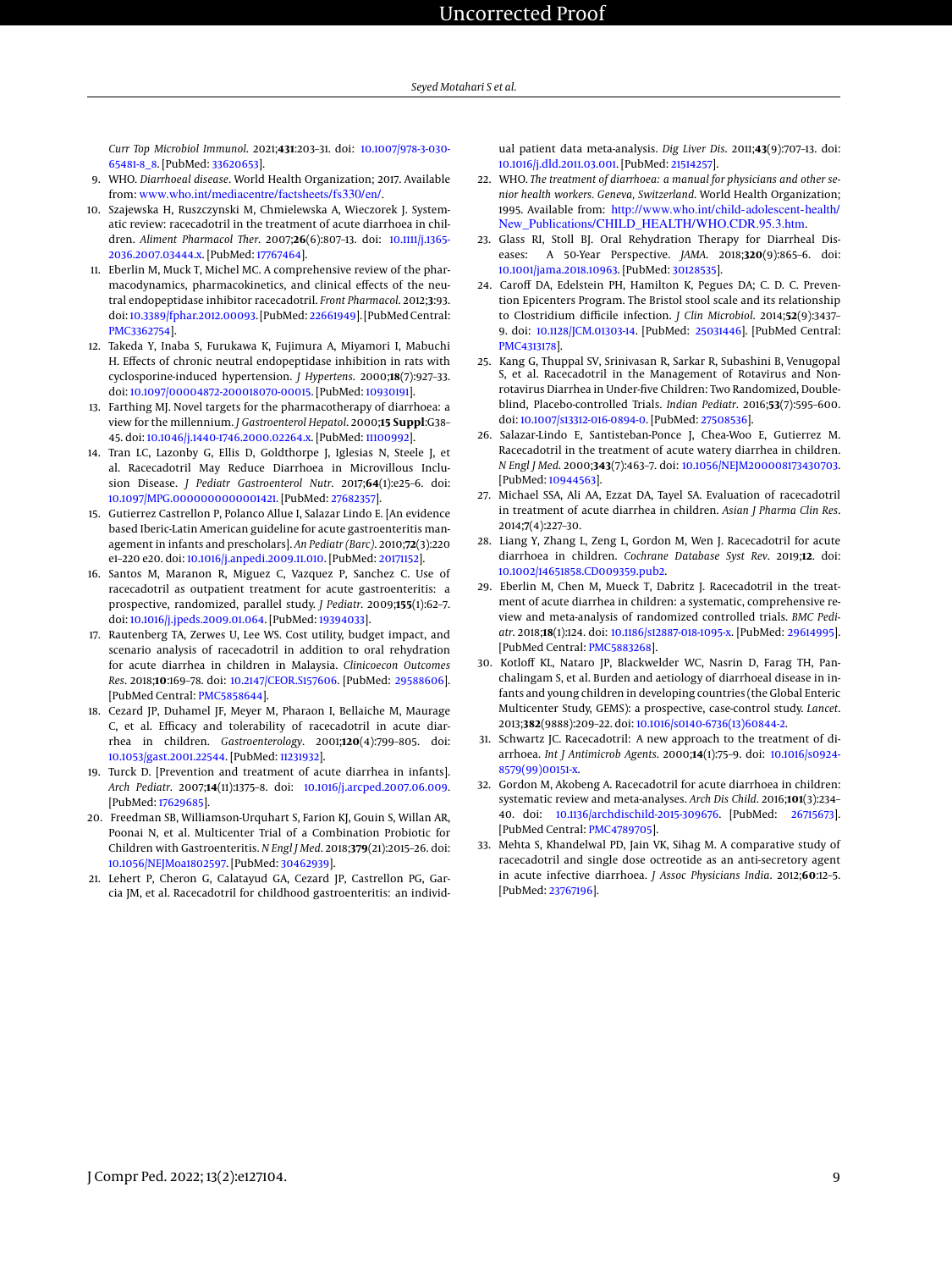Curr Top Microbiol Immunol. 2021;**431**:203–31. doi: 10.1007/978-3-030-65481-8_8. [PubMed: 33620653].

9. WHO. *Diarrhoeal disease*. World Health Organization; 2017. Available from: www.who.int/mediacentre/factsheets/fs330/en/.
10. Szajewska H, Ruszczynski M, Chmielewska A, Wieczorek J. Systematic review: racecadotril in the treatment of acute diarrhoea in children. *Aliment Pharmacol Ther*. 2007;**26**(6):807–13. doi: 10.1111/j.1365-2036.2007.03444.x. [PubMed: 17767464].
11. Eberlin M, Muck T, Michel MC. A comprehensive review of the pharmacodynamics, pharmacokinetics, and clinical effects of the neutral endopeptidase inhibitor racecadotril. *Front Pharmacol*. 2012;**3**:93. doi: 10.3389/fphar.2012.00093. [PubMed: 22661949]. [PubMed Central: PMC3362754].
12. Takeda Y, Inaba S, Furukawa K, Fujimura A, Miyamori I, Mabuchi H. Effects of chronic neutral endopeptidase inhibition in rats with cyclosporine-induced hypertension. *J Hypertens*. 2000;**18**(7):927–33. doi: 10.1097/00004872-200018070-00015. [PubMed: 10930191].
13. Farthing MJ. Novel targets for the pharmacotherapy of diarrhoea: a view for the millennium. *J Gastroenterol Hepatol*. 2000;**15 Suppl**:G38–45. doi: 10.1046/j.1440-1746.2000.02264.x. [PubMed: 11100992].
14. Tran LC, Lazonby G, Ellis D, Goldthorpe J, Iglesias N, Steele J, et al. Racecadotril May Reduce Diarrhoea in Microvillous Inclusion Disease. *J Pediatr Gastroenterol Nutr*. 2017;**64**(1):e25–6. doi: 10.1097/MPG.0000000000001421. [PubMed: 27682357].
15. Gutierrez Castrellon P, Polanco Allue I, Salazar Lindo E. [An evidence based Iberic-Latin American guideline for acute gastroenteritis management in infants and prescholars]. *An Pediatr (Barc)*. 2010;**72**(3):220 e1–220 e20. doi: 10.1016/j.anpedi.2009.11.010. [PubMed: 20171152].
16. Santos M, Maranon R, Miguez C, Vazquez P, Sanchez C. Use of racecadotril as outpatient treatment for acute gastroenteritis: a prospective, randomized, parallel study. *J Pediatr*. 2009;**155**(1):62–7. doi: 10.1016/j.jpeds.2009.01.064. [PubMed: 19394033].
17. Rautenberg TA, Zerwes U, Lee WS. Cost utility, budget impact, and scenario analysis of racecadotril in addition to oral rehydration for acute diarrhea in children in Malaysia. *Clinicoecon Outcomes Res*. 2018;**10**:169–78. doi: 10.2147/CEOR.S157606. [PubMed: 29588606]. [PubMed Central: PMC5858644].
18. Cezard JP, Duhamel JF, Meyer M, Pharaon I, Bellaiche M, Maurage C, et al. Efficacy and tolerability of racecadotril in acute diarrhea in children. *Gastroenterology*. 2001;**120**(4):799–805. doi: 10.1053/gast.2001.22544. [PubMed: 11231932].
19. Turck D. [Prevention and treatment of acute diarrhea in infants]. *Arch Pediatr*. 2007;**14**(11):1375–8. doi: 10.1016/j.arcped.2007.06.009. [PubMed: 17629685].
20. Freedman SB, Williamson-Urquhart S, Farion KJ, Gouin S, Willan AR, Poonai N, et al. Multicenter Trial of a Combination Probiotic for Children with Gastroenteritis. *N Engl J Med*. 2018;**379**(21):2015–26. doi: 10.1056/NEJMoa1802597. [PubMed: 30462939].
21. Lehert P, Cheron G, Calatayud GA, Cezard JP, Castrellon PG, Garcia JM, et al. Racecadotril for childhood gastroenteritis: an individual patient data meta-analysis. *Dig Liver Dis*. 2011;**43**(9):707–13. doi: 10.1016/j.dld.2011.03.001. [PubMed: 21514257].
22. WHO. *The treatment of diarrhoea: a manual for physicians and other senior health workers. Geneva, Switzerland*. World Health Organization; 1995. Available from: http://www.who.int/child-adolescent-health/New_Publications/CHILD_HEALTH/WHO.CDR.95.3.htm.
23. Glass RI, Stoll BJ. Oral Rehydration Therapy for Diarrheal Diseases: A 50-Year Perspective. *JAMA*. 2018;**320**(9):865–6. doi: 10.1001/jama.2018.10963. [PubMed: 30128535].
24. Caroff DA, Edelstein PH, Hamilton K, Pegues DA; C. D. C. Prevention Epicenters Program. The Bristol stool scale and its relationship to Clostridium difficile infection. *J Clin Microbiol*. 2014;**52**(9):3437–9. doi: 10.1128/JCM.01303-14. [PubMed: 25031446]. [PubMed Central: PMC4313178].
25. Kang G, Thuppal SV, Srinivasan R, Sarkar R, Subashini B, Venugopal S, et al. Racecadotril in the Management of Rotavirus and Non-rotavirus Diarrhea in Under-five Children: Two Randomized, Double-blind, Placebo-controlled Trials. *Indian Pediatr*. 2016;**53**(7):595–600. doi: 10.1007/s13312-016-0894-0. [PubMed: 27508536].
26. Salazar-Lindo E, Santisteban-Ponce J, Chea-Woo E, Gutierrez M. Racecadotril in the treatment of acute watery diarrhea in children. *N Engl J Med*. 2000;**343**(7):463–7. doi: 10.1056/NEJM200008173430703. [PubMed: 10944563].
27. Michael SSA, Ali AA, Ezzat DA, Tayel SA. Evaluation of racecadotril in treatment of acute diarrhea in children. *Asian J Pharma Clin Res*. 2014;**7**(4):227–30.
28. Liang Y, Zhang L, Zeng L, Gordon M, Wen J. Racecadotril for acute diarrhoea in children. *Cochrane Database Syst Rev*. 2019;**12**. doi: 10.1002/14651858.CD009359.pub2.
29. Eberlin M, Chen M, Mueck T, Dabritz J. Racecadotril in the treatment of acute diarrhea in children: a systematic, comprehensive review and meta-analysis of randomized controlled trials. *BMC Pediatr*. 2018;**18**(1):124. doi: 10.1186/s12887-018-1095-x. [PubMed: 29614995]. [PubMed Central: PMC5883268].
30. Kotloff KL, Nataro JP, Blackwelder WC, Nasrin D, Farag TH, Panchalingam S, et al. Burden and aetiology of diarrhoeal disease in infants and young children in developing countries (the Global Enteric Multicenter Study, GEMS): a prospective, case-control study. *Lancet*. 2013;**382**(9888):209–22. doi: 10.1016/s0140-6736(13)60844-2.
31. Schwartz JC. Racecadotril: A new approach to the treatment of diarrhoea. *Int J Antimicrob Agents*. 2000;**14**(1):75–9. doi: 10.1016/s0924-8579(99)00151-x.
32. Gordon M, Akobeng A. Racecadotril for acute diarrhoea in children: systematic review and meta-analyses. *Arch Dis Child*. 2016;**101**(3):234–40. doi: 10.1136/archdischild-2015-309676. [PubMed: 26715673]. [PubMed Central: PMC4789705].
33. Mehta S, Khandelwal PD, Jain VK, Sihag M. A comparative study of racecadotril and single dose octreotide as an anti-secretory agent in acute infective diarrhoea. *J Assoc Physicians India*. 2012;**60**:12–5. [PubMed: 23767196].